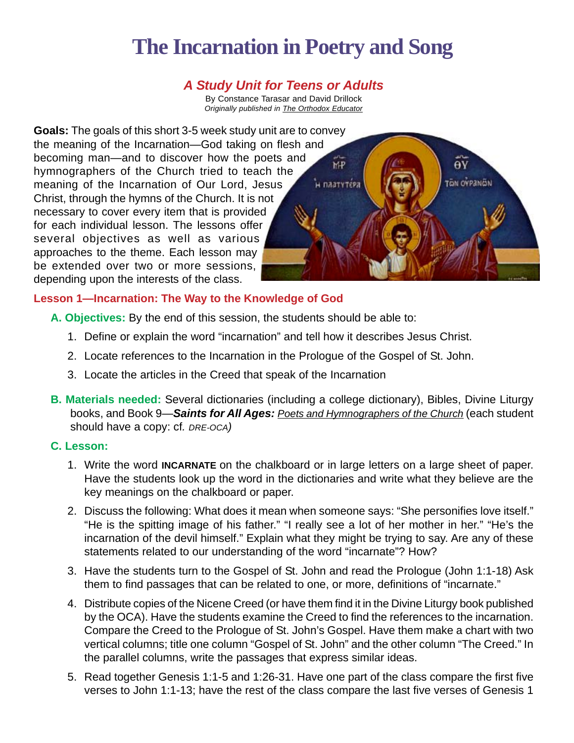# The Incarnation in Poetry and Song

### *A Study Unit for Teens or Adults*

By Constance Tarasar and David Drillock
*Originally published in The Orthodox Educator*

**Goals:** The goals of this short 3-5 week study unit are to convey the meaning of the Incarnation—God taking on flesh and becoming man—and to discover how the poets and hymnographers of the Church tried to teach the meaning of the Incarnation of Our Lord, Jesus Christ, through the hymns of the Church. It is not necessary to cover every item that is provided for each individual lesson. The lessons offer several objectives as well as various approaches to the theme. Each lesson may be extended over two or more sessions, depending upon the interests of the class.

## Lesson 1—Incarnation: The Way to the Knowledge of God

**A. Objectives:** By the end of this session, the students should be able to:

1. Define or explain the word "incarnation" and tell how it describes Jesus Christ.
2. Locate references to the Incarnation in the Prologue of the Gospel of St. John.
3. Locate the articles in the Creed that speak of the Incarnation

**B. Materials needed:** Several dictionaries (including a college dictionary), Bibles, Divine Liturgy books, and Book 9—***Saints for All Ages:*** Poets and Hymnographers of the Church (each student should have a copy: cf. *DRE-OCA)*

**C. Lesson:**

1. Write the word **INCARNATE** on the chalkboard or in large letters on a large sheet of paper. Have the students look up the word in the dictionaries and write what they believe are the key meanings on the chalkboard or paper.
2. Discuss the following: What does it mean when someone says: "She personifies love itself." "He is the spitting image of his father." "I really see a lot of her mother in her." "He's the incarnation of the devil himself." Explain what they might be trying to say. Are any of these statements related to our understanding of the word "incarnate"? How?
3. Have the students turn to the Gospel of St. John and read the Prologue (John 1:1-18) Ask them to find passages that can be related to one, or more, definitions of "incarnate."
4. Distribute copies of the Nicene Creed (or have them find it in the Divine Liturgy book published by the OCA). Have the students examine the Creed to find the references to the incarnation. Compare the Creed to the Prologue of St. John's Gospel. Have them make a chart with two vertical columns; title one column "Gospel of St. John" and the other column "The Creed." In the parallel columns, write the passages that express similar ideas.
5. Read together Genesis 1:1-5 and 1:26-31. Have one part of the class compare the first five verses to John 1:1-13; have the rest of the class compare the last five verses of Genesis 1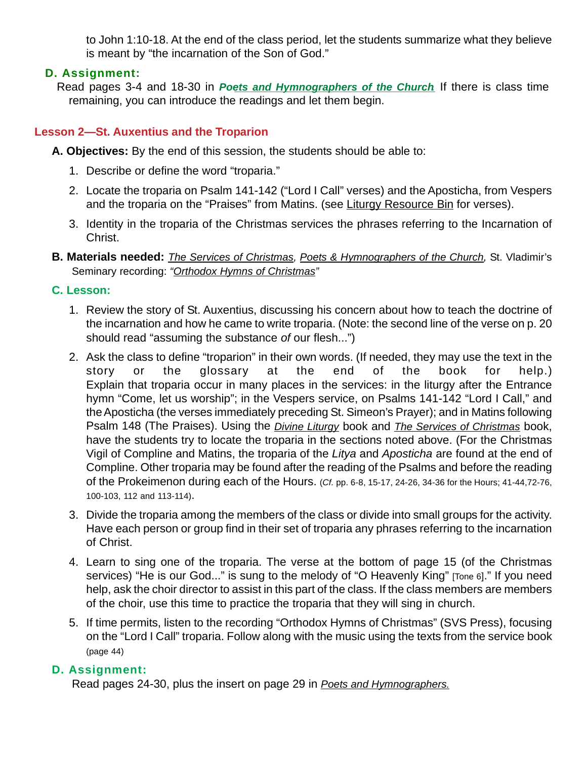to John 1:10-18. At the end of the class period, let the students summarize what they believe is meant by "the incarnation of the Son of God."

### D. Assignment:

Read pages 3-4 and 18-30 in ***Poets and Hymnographers of the Church*** If there is class time remaining, you can introduce the readings and let them begin.

## Lesson 2—St. Auxentius and the Troparion

**A. Objectives:** By the end of this session, the students should be able to:

1. Describe or define the word "troparia."
2. Locate the troparia on Psalm 141-142 ("Lord I Call" verses) and the Aposticha, from Vespers and the troparia on the "Praises" from Matins. (see Liturgy Resource Bin for verses).
3. Identity in the troparia of the Christmas services the phrases referring to the Incarnation of Christ.

**B. Materials needed:** *The Services of Christmas*, *Poets & Hymnographers of the Church,* St. Vladimir's Seminary recording: *"Orthodox Hymns of Christmas"*

### C. Lesson:

1. Review the story of St. Auxentius, discussing his concern about how to teach the doctrine of the incarnation and how he came to write troparia. (Note: the second line of the verse on p. 20 should read "assuming the substance *of* our flesh...")
2. Ask the class to define "troparion" in their own words. (If needed, they may use the text in the story or the glossary at the end of the book for help.) Explain that troparia occur in many places in the services: in the liturgy after the Entrance hymn "Come, let us worship"; in the Vespers service, on Psalms 141-142 "Lord I Call," and the Aposticha (the verses immediately preceding St. Simeon's Prayer); and in Matins following Psalm 148 (The Praises). Using the *Divine Liturgy* book and *The Services of Christmas* book, have the students try to locate the troparia in the sections noted above. (For the Christmas Vigil of Compline and Matins, the troparia of the *Litya* and *Aposticha* are found at the end of Compline. Other troparia may be found after the reading of the Psalms and before the reading of the Prokeimenon during each of the Hours. (*Cf.* pp. 6-8, 15-17, 24-26, 34-36 for the Hours; 41-44,72-76, 100-103, 112 and 113-114).
3. Divide the troparia among the members of the class or divide into small groups for the activity. Have each person or group find in their set of troparia any phrases referring to the incarnation of Christ.
4. Learn to sing one of the troparia. The verse at the bottom of page 15 (of the Christmas services) "He is our God..." is sung to the melody of "O Heavenly King" [Tone 6]." If you need help, ask the choir director to assist in this part of the class. If the class members are members of the choir, use this time to practice the troparia that they will sing in church.
5. If time permits, listen to the recording "Orthodox Hymns of Christmas" (SVS Press), focusing on the "Lord I Call" troparia. Follow along with the music using the texts from the service book (page 44)

### D. Assignment:

Read pages 24-30, plus the insert on page 29 in *Poets and Hymnographers.*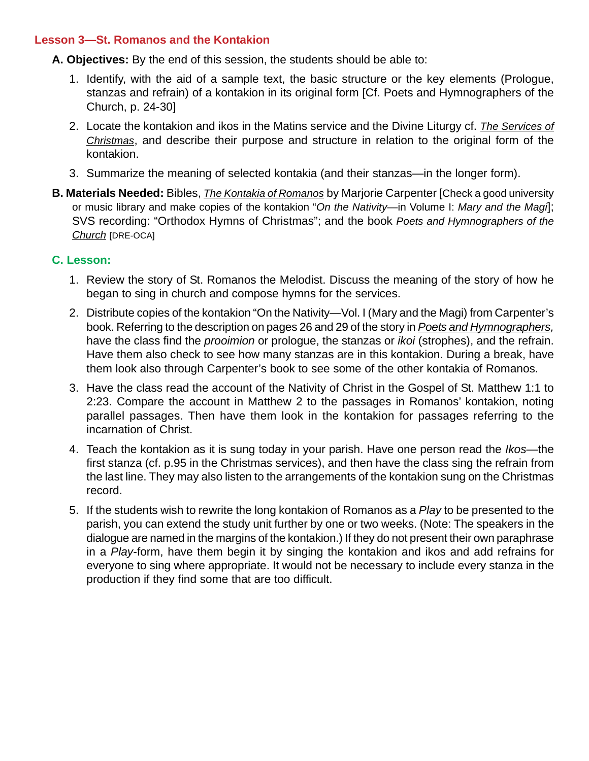## Lesson 3—St. Romanos and the Kontakion

**A. Objectives:** By the end of this session, the students should be able to:

1. Identify, with the aid of a sample text, the basic structure or the key elements (Prologue, stanzas and refrain) of a kontakion in its original form [Cf. Poets and Hymnographers of the Church, p. 24-30]
2. Locate the kontakion and ikos in the Matins service and the Divine Liturgy cf. *The Services of Christmas*, and describe their purpose and structure in relation to the original form of the kontakion.
3. Summarize the meaning of selected kontakia (and their stanzas—in the longer form).

**B. Materials Needed:** Bibles, *The Kontakia of Romanos* by Marjorie Carpenter [Check a good university or music library and make copies of the kontakion "*On the Nativity*—in Volume I: *Mary and the Magi*]; SVS recording: "Orthodox Hymns of Christmas"; and the book *Poets and Hymnographers of the Church* [DRE-OCA]

**C. Lesson:**

1. Review the story of St. Romanos the Melodist. Discuss the meaning of the story of how he began to sing in church and compose hymns for the services.
2. Distribute copies of the kontakion "On the Nativity—Vol. I (Mary and the Magi) from Carpenter's book. Referring to the description on pages 26 and 29 of the story in *Poets and Hymnographers,* have the class find the *prooimion* or prologue, the stanzas or *ikoi* (strophes), and the refrain. Have them also check to see how many stanzas are in this kontakion. During a break, have them look also through Carpenter's book to see some of the other kontakia of Romanos.
3. Have the class read the account of the Nativity of Christ in the Gospel of St. Matthew 1:1 to 2:23. Compare the account in Matthew 2 to the passages in Romanos' kontakion, noting parallel passages. Then have them look in the kontakion for passages referring to the incarnation of Christ.
4. Teach the kontakion as it is sung today in your parish. Have one person read the *Ikos*—the first stanza (cf. p.95 in the Christmas services), and then have the class sing the refrain from the last line. They may also listen to the arrangements of the kontakion sung on the Christmas record.
5. If the students wish to rewrite the long kontakion of Romanos as a *Play* to be presented to the parish, you can extend the study unit further by one or two weeks. (Note: The speakers in the dialogue are named in the margins of the kontakion.) If they do not present their own paraphrase in a *Play*-form, have them begin it by singing the kontakion and ikos and add refrains for everyone to sing where appropriate. It would not be necessary to include every stanza in the production if they find some that are too difficult.